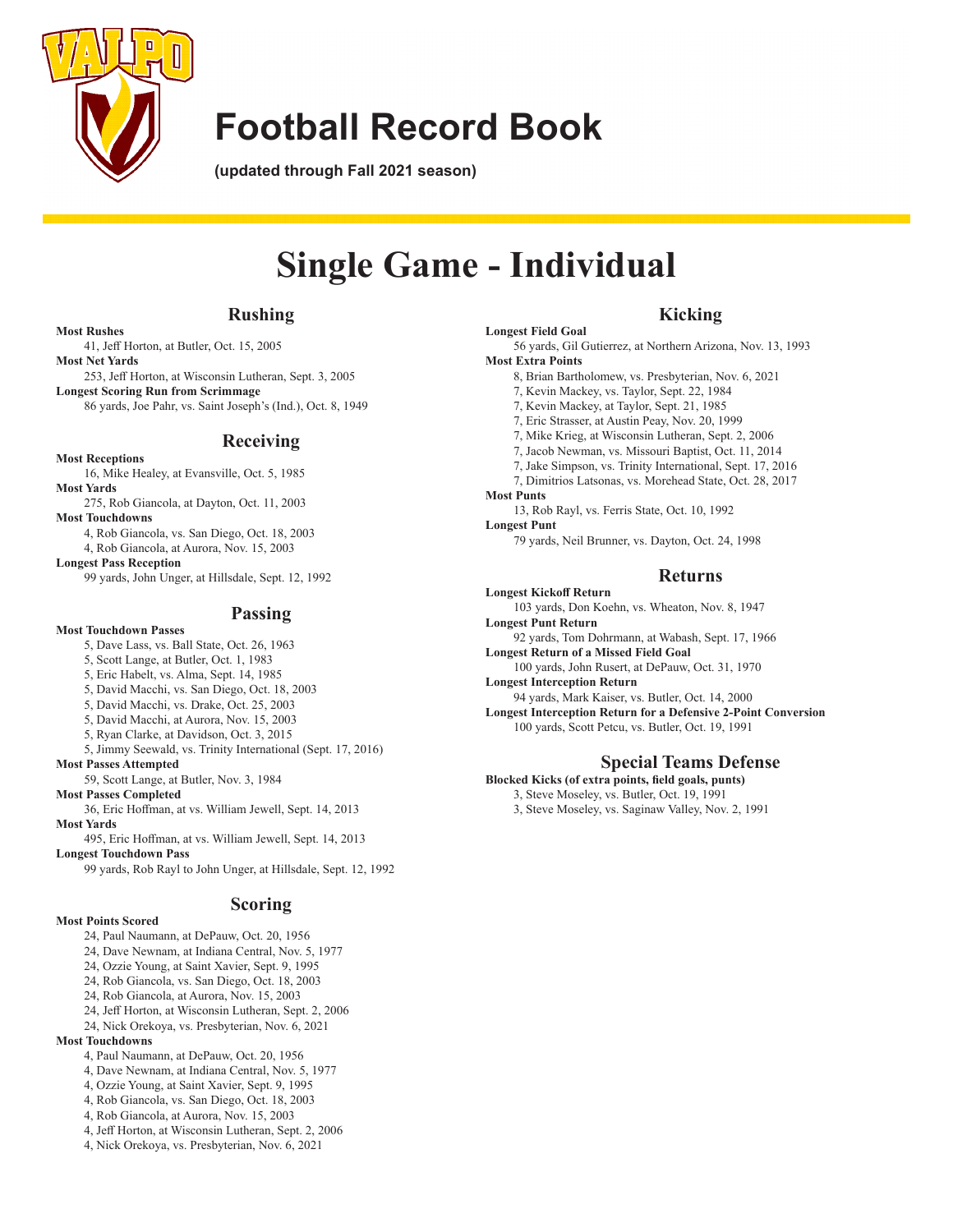# Football Record Book

**(updated through Fall 2021 season)**

# Single Game - Individual

## Rushing

**Most Rushes**
41, Jeff Horton, at Butler, Oct. 15, 2005

**Most Net Yards**
253, Jeff Horton, at Wisconsin Lutheran, Sept. 3, 2005

**Longest Scoring Run from Scrimmage**
86 yards, Joe Pahr, vs. Saint Joseph's (Ind.), Oct. 8, 1949

## Receiving

**Most Receptions**
16, Mike Healey, at Evansville, Oct. 5, 1985

**Most Yards**
275, Rob Giancola, at Dayton, Oct. 11, 2003

**Most Touchdowns**
4, Rob Giancola, vs. San Diego, Oct. 18, 2003
4, Rob Giancola, at Aurora, Nov. 15, 2003

**Longest Pass Reception**
99 yards, John Unger, at Hillsdale, Sept. 12, 1992

## Passing

**Most Touchdown Passes**
5, Dave Lass, vs. Ball State, Oct. 26, 1963
5, Scott Lange, at Butler, Oct. 1, 1983
5, Eric Habelt, vs. Alma, Sept. 14, 1985
5, David Macchi, vs. San Diego, Oct. 18, 2003
5, David Macchi, vs. Drake, Oct. 25, 2003
5, David Macchi, at Aurora, Nov. 15, 2003
5, Ryan Clarke, at Davidson, Oct. 3, 2015
5, Jimmy Seewald, vs. Trinity International (Sept. 17, 2016)

**Most Passes Attempted**
59, Scott Lange, at Butler, Nov. 3, 1984

**Most Passes Completed**
36, Eric Hoffman, at vs. William Jewell, Sept. 14, 2013

**Most Yards**
495, Eric Hoffman, at vs. William Jewell, Sept. 14, 2013

**Longest Touchdown Pass**
99 yards, Rob Rayl to John Unger, at Hillsdale, Sept. 12, 1992

## Scoring

**Most Points Scored**
24, Paul Naumann, at DePauw, Oct. 20, 1956
24, Dave Newnam, at Indiana Central, Nov. 5, 1977
24, Ozzie Young, at Saint Xavier, Sept. 9, 1995
24, Rob Giancola, vs. San Diego, Oct. 18, 2003
24, Rob Giancola, at Aurora, Nov. 15, 2003
24, Jeff Horton, at Wisconsin Lutheran, Sept. 2, 2006
24, Nick Orekoya, vs. Presbyterian, Nov. 6, 2021

**Most Touchdowns**
4, Paul Naumann, at DePauw, Oct. 20, 1956
4, Dave Newnam, at Indiana Central, Nov. 5, 1977
4, Ozzie Young, at Saint Xavier, Sept. 9, 1995
4, Rob Giancola, vs. San Diego, Oct. 18, 2003
4, Rob Giancola, at Aurora, Nov. 15, 2003
4, Jeff Horton, at Wisconsin Lutheran, Sept. 2, 2006
4, Nick Orekoya, vs. Presbyterian, Nov. 6, 2021

## Kicking

**Longest Field Goal**
56 yards, Gil Gutierrez, at Northern Arizona, Nov. 13, 1993

**Most Extra Points**
8, Brian Bartholomew, vs. Presbyterian, Nov. 6, 2021
7, Kevin Mackey, vs. Taylor, Sept. 22, 1984
7, Kevin Mackey, at Taylor, Sept. 21, 1985
7, Eric Strasser, at Austin Peay, Nov. 20, 1999
7, Mike Krieg, at Wisconsin Lutheran, Sept. 2, 2006
7, Jacob Newman, vs. Missouri Baptist, Oct. 11, 2014
7, Jake Simpson, vs. Trinity International, Sept. 17, 2016
7, Dimitrios Latsonas, vs. Morehead State, Oct. 28, 2017

**Most Punts**
13, Rob Rayl, vs. Ferris State, Oct. 10, 1992

**Longest Punt**
79 yards, Neil Brunner, vs. Dayton, Oct. 24, 1998

## Returns

**Longest Kickoff Return**
103 yards, Don Koehn, vs. Wheaton, Nov. 8, 1947

**Longest Punt Return**
92 yards, Tom Dohrmann, at Wabash, Sept. 17, 1966

**Longest Return of a Missed Field Goal**
100 yards, John Rusert, at DePauw, Oct. 31, 1970

**Longest Interception Return**
94 yards, Mark Kaiser, vs. Butler, Oct. 14, 2000

**Longest Interception Return for a Defensive 2-Point Conversion**
100 yards, Scott Petcu, vs. Butler, Oct. 19, 1991

## Special Teams Defense

**Blocked Kicks (of extra points, field goals, punts)**
3, Steve Moseley, vs. Butler, Oct. 19, 1991
3, Steve Moseley, vs. Saginaw Valley, Nov. 2, 1991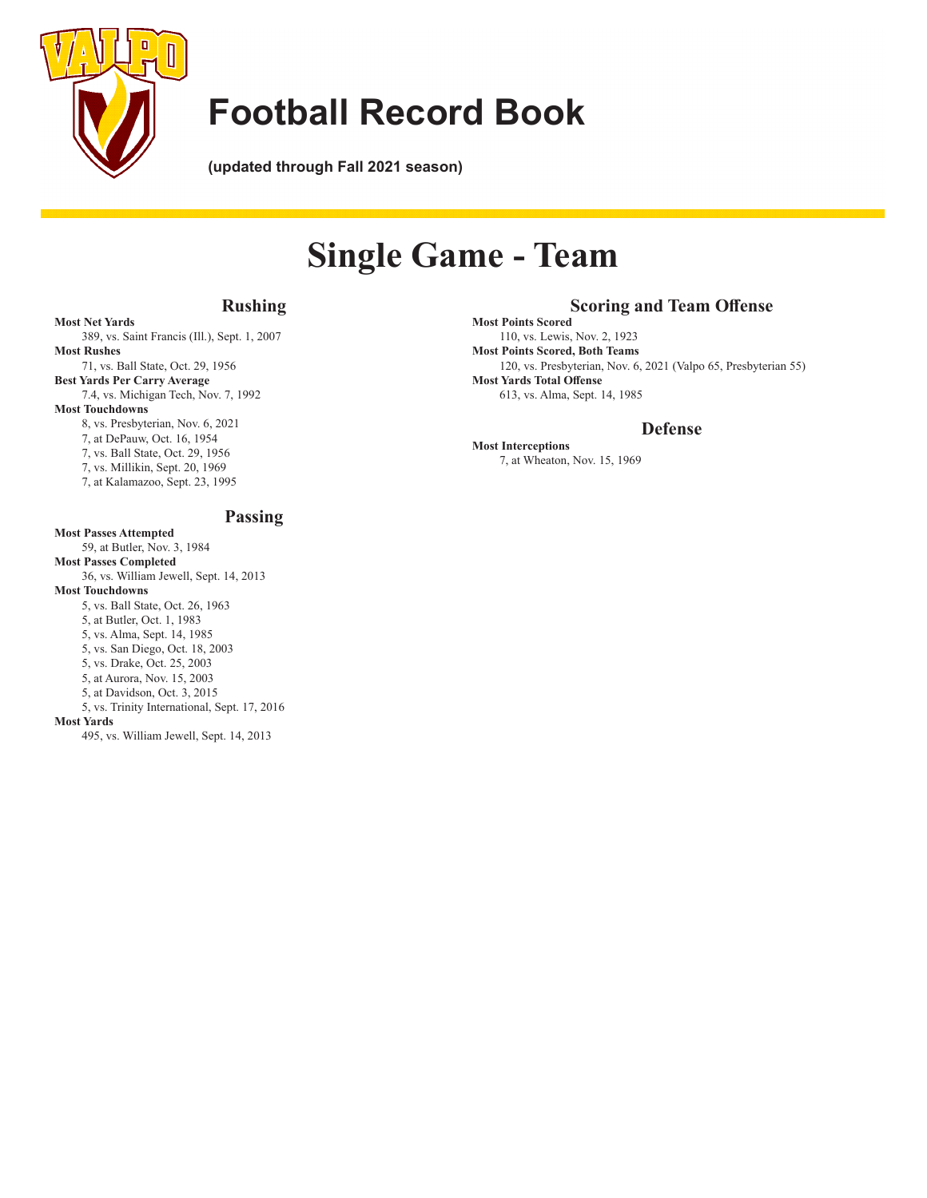# Football Record Book

**(updated through Fall 2021 season)**

# Single Game - Team

## Rushing

**Most Net Yards**
389, vs. Saint Francis (Ill.), Sept. 1, 2007

**Most Rushes**
71, vs. Ball State, Oct. 29, 1956

**Best Yards Per Carry Average**
7.4, vs. Michigan Tech, Nov. 7, 1992

**Most Touchdowns**
8, vs. Presbyterian, Nov. 6, 2021
7, at DePauw, Oct. 16, 1954
7, vs. Ball State, Oct. 29, 1956
7, vs. Millikin, Sept. 20, 1969
7, at Kalamazoo, Sept. 23, 1995

## Passing

**Most Passes Attempted**
59, at Butler, Nov. 3, 1984

**Most Passes Completed**
36, vs. William Jewell, Sept. 14, 2013

**Most Touchdowns**
5, vs. Ball State, Oct. 26, 1963
5, at Butler, Oct. 1, 1983
5, vs. Alma, Sept. 14, 1985
5, vs. San Diego, Oct. 18, 2003
5, vs. Drake, Oct. 25, 2003
5, at Aurora, Nov. 15, 2003
5, at Davidson, Oct. 3, 2015
5, vs. Trinity International, Sept. 17, 2016

**Most Yards**
495, vs. William Jewell, Sept. 14, 2013

## Scoring and Team Offense

**Most Points Scored**
110, vs. Lewis, Nov. 2, 1923

**Most Points Scored, Both Teams**
120, vs. Presbyterian, Nov. 6, 2021 (Valpo 65, Presbyterian 55)

**Most Yards Total Offense**
613, vs. Alma, Sept. 14, 1985

## Defense

**Most Interceptions**
7, at Wheaton, Nov. 15, 1969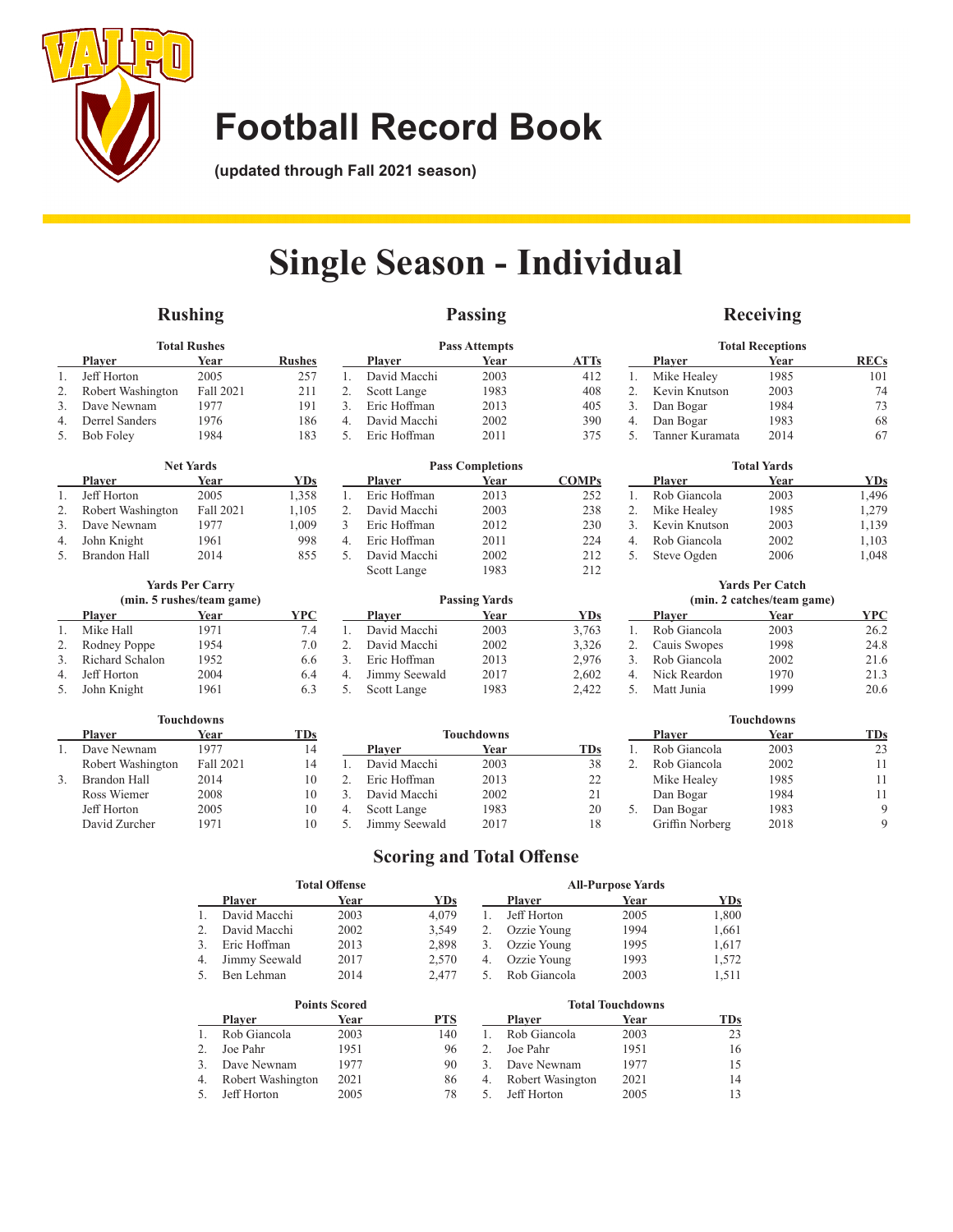# Football Record Book

**(updated through Fall 2021 season)**

# Single Season - Individual

## Rushing

**Total Rushes**

| | Player | Year | Rushes |
|---|---|---|---|
| 1. | Jeff Horton | 2005 | 257 |
| 2. | Robert Washington | Fall 2021 | 211 |
| 3. | Dave Newnam | 1977 | 191 |
| 4. | Derrel Sanders | 1976 | 186 |
| 5. | Bob Foley | 1984 | 183 |

**Net Yards**

| | Player | Year | YDs |
|---|---|---|---|
| 1. | Jeff Horton | 2005 | 1,358 |
| 2. | Robert Washington | Fall 2021 | 1,105 |
| 3. | Dave Newnam | 1977 | 1,009 |
| 4. | John Knight | 1961 | 998 |
| 5. | Brandon Hall | 2014 | 855 |

**Yards Per Carry (min. 5 rushes/team game)**

| | Player | Year | YPC |
|---|---|---|---|
| 1. | Mike Hall | 1971 | 7.4 |
| 2. | Rodney Poppe | 1954 | 7.0 |
| 3. | Richard Schalon | 1952 | 6.6 |
| 4. | Jeff Horton | 2004 | 6.4 |
| 5. | John Knight | 1961 | 6.3 |

**Touchdowns**

| | Player | Year | TDs |
|---|---|---|---|
| 1. | Dave Newnam | 1977 | 14 |
| | Robert Washington | Fall 2021 | 14 |
| 3. | Brandon Hall | 2014 | 10 |
| | Ross Wiemer | 2008 | 10 |
| | Jeff Horton | 2005 | 10 |
| | David Zurcher | 1971 | 10 |

## Passing

**Pass Attempts**

| | Player | Year | ATTs |
|---|---|---|---|
| 1. | David Macchi | 2003 | 412 |
| 2. | Scott Lange | 1983 | 408 |
| 3. | Eric Hoffman | 2013 | 405 |
| 4. | David Macchi | 2002 | 390 |
| 5. | Eric Hoffman | 2011 | 375 |

**Pass Completions**

| | Player | Year | COMPs |
|---|---|---|---|
| 1. | Eric Hoffman | 2013 | 252 |
| 2. | David Macchi | 2003 | 238 |
| 3 | Eric Hoffman | 2012 | 230 |
| 4. | Eric Hoffman | 2011 | 224 |
| 5. | David Macchi | 2002 | 212 |
| | Scott Lange | 1983 | 212 |

**Passing Yards**

| | Player | Year | YDs |
|---|---|---|---|
| 1. | David Macchi | 2003 | 3,763 |
| 2. | David Macchi | 2002 | 3,326 |
| 3. | Eric Hoffman | 2013 | 2,976 |
| 4. | Jimmy Seewald | 2017 | 2,602 |
| 5. | Scott Lange | 1983 | 2,422 |

**Touchdowns**

| | Player | Year | TDs |
|---|---|---|---|
| 1. | David Macchi | 2003 | 38 |
| 2. | Eric Hoffman | 2013 | 22 |
| 3. | David Macchi | 2002 | 21 |
| 4. | Scott Lange | 1983 | 20 |
| 5. | Jimmy Seewald | 2017 | 18 |

## Receiving

**Total Receptions**

| | Player | Year | RECs |
|---|---|---|---|
| 1. | Mike Healey | 1985 | 101 |
| 2. | Kevin Knutson | 2003 | 74 |
| 3. | Dan Bogar | 1984 | 73 |
| 4. | Dan Bogar | 1983 | 68 |
| 5. | Tanner Kuramata | 2014 | 67 |

**Total Yards**

| | Player | Year | YDs |
|---|---|---|---|
| 1. | Rob Giancola | 2003 | 1,496 |
| 2. | Mike Healey | 1985 | 1,279 |
| 3. | Kevin Knutson | 2003 | 1,139 |
| 4. | Rob Giancola | 2002 | 1,103 |
| 5. | Steve Ogden | 2006 | 1,048 |

**Yards Per Catch (min. 2 catches/team game)**

| | Player | Year | YPC |
|---|---|---|---|
| 1. | Rob Giancola | 2003 | 26.2 |
| 2. | Cauis Swopes | 1998 | 24.8 |
| 3. | Rob Giancola | 2002 | 21.6 |
| 4. | Nick Reardon | 1970 | 21.3 |
| 5. | Matt Junia | 1999 | 20.6 |

**Touchdowns**

| | Player | Year | TDs |
|---|---|---|---|
| 1. | Rob Giancola | 2003 | 23 |
| 2. | Rob Giancola | 2002 | 11 |
| | Mike Healey | 1985 | 11 |
| | Dan Bogar | 1984 | 11 |
| 5. | Dan Bogar | 1983 | 9 |
| | Griffin Norberg | 2018 | 9 |

## Scoring and Total Offense

**Total Offense**

| | Player | Year | YDs |
|---|---|---|---|
| 1. | David Macchi | 2003 | 4,079 |
| 2. | David Macchi | 2002 | 3,549 |
| 3. | Eric Hoffman | 2013 | 2,898 |
| 4. | Jimmy Seewald | 2017 | 2,570 |
| 5. | Ben Lehman | 2014 | 2,477 |

**All-Purpose Yards**

| | Player | Year | YDs |
|---|---|---|---|
| 1. | Jeff Horton | 2005 | 1,800 |
| 2. | Ozzie Young | 1994 | 1,661 |
| 3. | Ozzie Young | 1995 | 1,617 |
| 4. | Ozzie Young | 1993 | 1,572 |
| 5. | Rob Giancola | 2003 | 1,511 |

**Points Scored**

| | Player | Year | PTS |
|---|---|---|---|
| 1. | Rob Giancola | 2003 | 140 |
| 2. | Joe Pahr | 1951 | 96 |
| 3. | Dave Newnam | 1977 | 90 |
| 4. | Robert Washington | 2021 | 86 |
| 5. | Jeff Horton | 2005 | 78 |

**Total Touchdowns**

| | Player | Year | TDs |
|---|---|---|---|
| 1. | Rob Giancola | 2003 | 23 |
| 2. | Joe Pahr | 1951 | 16 |
| 3. | Dave Newnam | 1977 | 15 |
| 4. | Robert Wasington | 2021 | 14 |
| 5. | Jeff Horton | 2005 | 13 |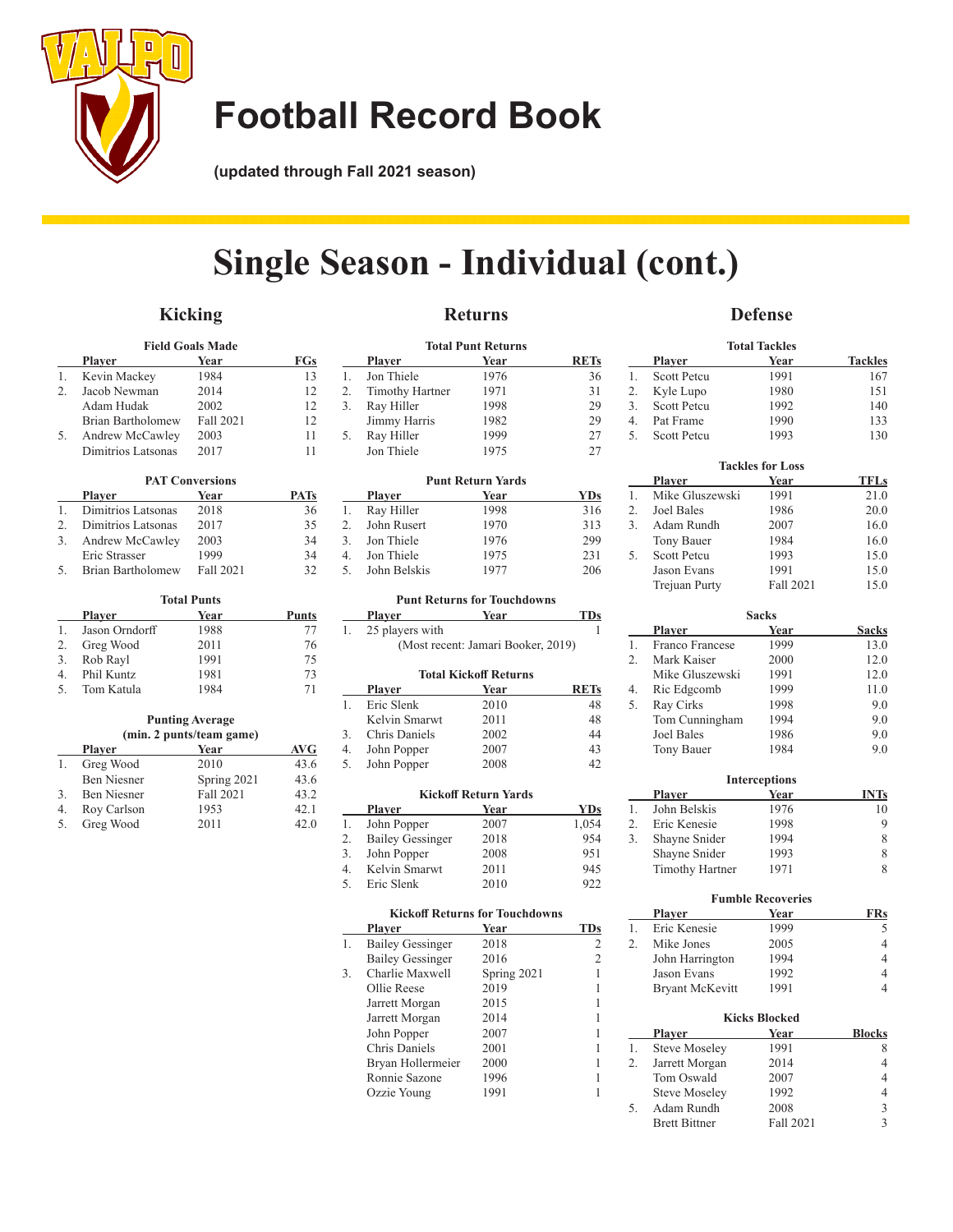# Football Record Book

**(updated through Fall 2021 season)**

# Single Season - Individual (cont.)

## Kicking

### Field Goals Made

| | Player | Year | FGs |
|---|---|---|---|
| 1. | Kevin Mackey | 1984 | 13 |
| 2. | Jacob Newman | 2014 | 12 |
| | Adam Hudak | 2002 | 12 |
| | Brian Bartholomew | Fall 2021 | 12 |
| 5. | Andrew McCawley | 2003 | 11 |
| | Dimitrios Latsonas | 2017 | 11 |

### PAT Conversions

| | Player | Year | PATs |
|---|---|---|---|
| 1. | Dimitrios Latsonas | 2018 | 36 |
| 2. | Dimitrios Latsonas | 2017 | 35 |
| 3. | Andrew McCawley | 2003 | 34 |
| | Eric Strasser | 1999 | 34 |
| 5. | Brian Bartholomew | Fall 2021 | 32 |

### Total Punts

| | Player | Year | Punts |
|---|---|---|---|
| 1. | Jason Orndorff | 1988 | 77 |
| 2. | Greg Wood | 2011 | 76 |
| 3. | Rob Rayl | 1991 | 75 |
| 4. | Phil Kuntz | 1981 | 73 |
| 5. | Tom Katula | 1984 | 71 |

### Punting Average (min. 2 punts/team game)

| | Player | Year | AVG |
|---|---|---|---|
| 1. | Greg Wood | 2010 | 43.6 |
| | Ben Niesner | Spring 2021 | 43.6 |
| 3. | Ben Niesner | Fall 2021 | 43.2 |
| 4. | Roy Carlson | 1953 | 42.1 |
| 5. | Greg Wood | 2011 | 42.0 |

## Returns

### Total Punt Returns

| | Player | Year | RETs |
|---|---|---|---|
| 1. | Jon Thiele | 1976 | 36 |
| 2. | Timothy Hartner | 1971 | 31 |
| 3. | Ray Hiller | 1998 | 29 |
| | Jimmy Harris | 1982 | 29 |
| 5. | Ray Hiller | 1999 | 27 |
| | Jon Thiele | 1975 | 27 |

### Punt Return Yards

| | Player | Year | YDs |
|---|---|---|---|
| 1. | Ray Hiller | 1998 | 316 |
| 2. | John Rusert | 1970 | 313 |
| 3. | Jon Thiele | 1976 | 299 |
| 4. | Jon Thiele | 1975 | 231 |
| 5. | John Belskis | 1977 | 206 |

### Punt Returns for Touchdowns

| | Player | Year | TDs |
|---|---|---|---|
| 1. | 25 players with | | 1 |
| | (Most recent: Jamari Booker, 2019) | | |

### Total Kickoff Returns

| | Player | Year | RETs |
|---|---|---|---|
| 1. | Eric Slenk | 2010 | 48 |
| | Kelvin Smarwt | 2011 | 48 |
| 3. | Chris Daniels | 2002 | 44 |
| 4. | John Popper | 2007 | 43 |
| 5. | John Popper | 2008 | 42 |

### Kickoff Return Yards

| | Player | Year | YDs |
|---|---|---|---|
| 1. | John Popper | 2007 | 1,054 |
| 2. | Bailey Gessinger | 2018 | 954 |
| 3. | John Popper | 2008 | 951 |
| 4. | Kelvin Smarwt | 2011 | 945 |
| 5. | Eric Slenk | 2010 | 922 |

### Kickoff Returns for Touchdowns

| | Player | Year | TDs |
|---|---|---|---|
| 1. | Bailey Gessinger | 2018 | 2 |
| | Bailey Gessinger | 2016 | 2 |
| 3. | Charlie Maxwell | Spring 2021 | 1 |
| | Ollie Reese | 2019 | 1 |
| | Jarrett Morgan | 2015 | 1 |
| | Jarrett Morgan | 2014 | 1 |
| | John Popper | 2007 | 1 |
| | Chris Daniels | 2001 | 1 |
| | Bryan Hollermeier | 2000 | 1 |
| | Ronnie Sazone | 1996 | 1 |
| | Ozzie Young | 1991 | 1 |

## Defense

### Total Tackles

| | Player | Year | Tackles |
|---|---|---|---|
| 1. | Scott Petcu | 1991 | 167 |
| 2. | Kyle Lupo | 1980 | 151 |
| 3. | Scott Petcu | 1992 | 140 |
| 4. | Pat Frame | 1990 | 133 |
| 5. | Scott Petcu | 1993 | 130 |

### Tackles for Loss

| | Player | Year | TFLs |
|---|---|---|---|
| 1. | Mike Gluszewski | 1991 | 21.0 |
| 2. | Joel Bales | 1986 | 20.0 |
| 3. | Adam Rundh | 2007 | 16.0 |
| | Tony Bauer | 1984 | 16.0 |
| 5. | Scott Petcu | 1993 | 15.0 |
| | Jason Evans | 1991 | 15.0 |
| | Trejuan Purty | Fall 2021 | 15.0 |

### Sacks

| | Player | Year | Sacks |
|---|---|---|---|
| 1. | Franco Francese | 1999 | 13.0 |
| 2. | Mark Kaiser | 2000 | 12.0 |
| | Mike Gluszewski | 1991 | 12.0 |
| 4. | Ric Edgcomb | 1999 | 11.0 |
| 5. | Ray Cirks | 1998 | 9.0 |
| | Tom Cunningham | 1994 | 9.0 |
| | Joel Bales | 1986 | 9.0 |
| | Tony Bauer | 1984 | 9.0 |

### Interceptions

| | Player | Year | INTs |
|---|---|---|---|
| 1. | John Belskis | 1976 | 10 |
| 2. | Eric Kenesie | 1998 | 9 |
| 3. | Shayne Snider | 1994 | 8 |
| | Shayne Snider | 1993 | 8 |
| | Timothy Hartner | 1971 | 8 |

### Fumble Recoveries

| | Player | Year | FRs |
|---|---|---|---|
| 1. | Eric Kenesie | 1999 | 5 |
| 2. | Mike Jones | 2005 | 4 |
| | John Harrington | 1994 | 4 |
| | Jason Evans | 1992 | 4 |
| | Bryant McKevitt | 1991 | 4 |

### Kicks Blocked

| | Player | Year | Blocks |
|---|---|---|---|
| 1. | Steve Moseley | 1991 | 8 |
| 2. | Jarrett Morgan | 2014 | 4 |
| | Tom Oswald | 2007 | 4 |
| | Steve Moseley | 1992 | 4 |
| 5. | Adam Rundh | 2008 | 3 |
| | Brett Bittner | Fall 2021 | 3 |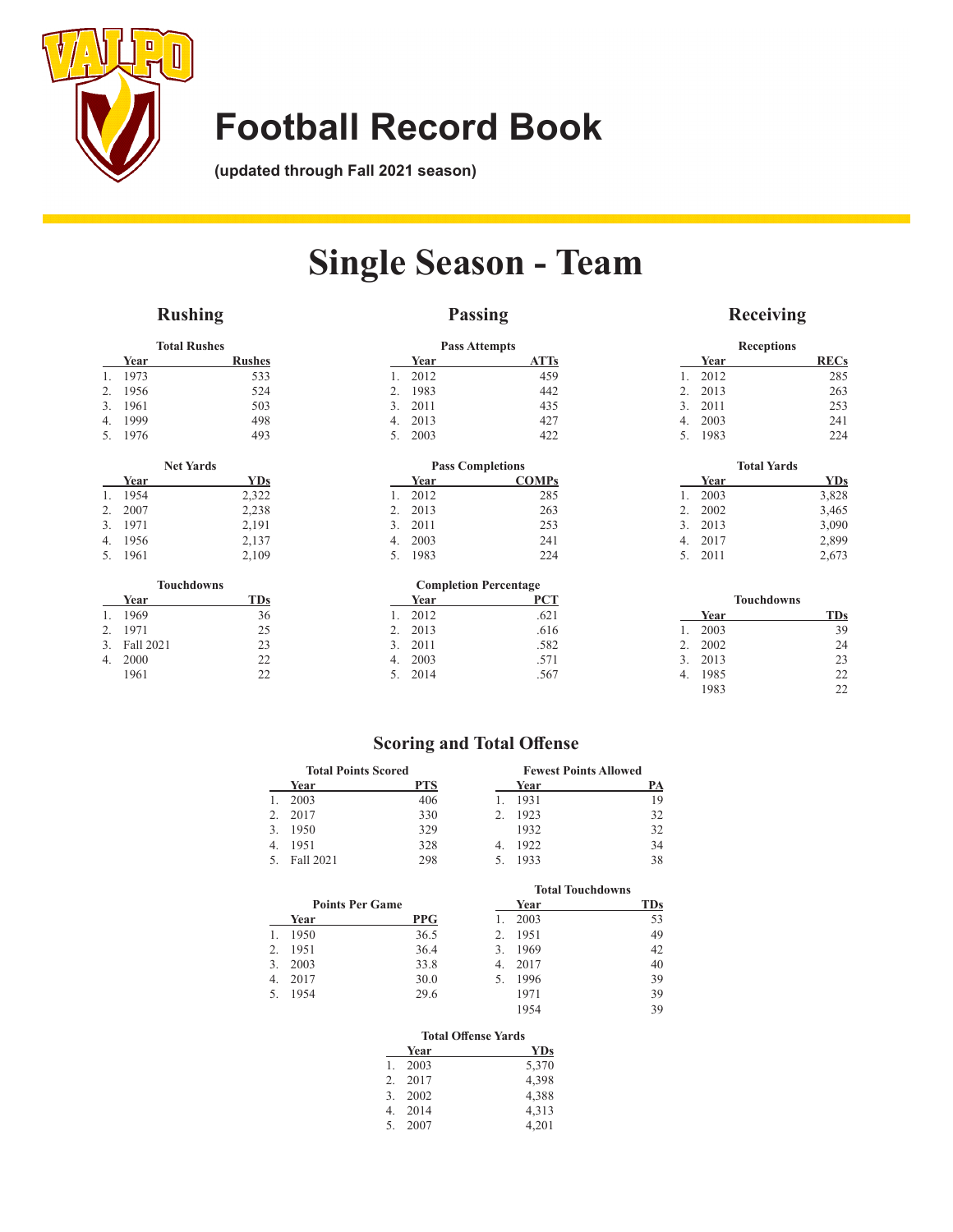# Football Record Book

**(updated through Fall 2021 season)**

# Single Season - Team

## Rushing

### Total Rushes

| | Year | Rushes |
|---|---|---|
| 1. | 1973 | 533 |
| 2. | 1956 | 524 |
| 3. | 1961 | 503 |
| 4. | 1999 | 498 |
| 5. | 1976 | 493 |

### Net Yards

| | Year | YDs |
|---|---|---|
| 1. | 1954 | 2,322 |
| 2. | 2007 | 2,238 |
| 3. | 1971 | 2,191 |
| 4. | 1956 | 2,137 |
| 5. | 1961 | 2,109 |

### Touchdowns

| | Year | TDs |
|---|---|---|
| 1. | 1969 | 36 |
| 2. | 1971 | 25 |
| 3. | Fall 2021 | 23 |
| 4. | 2000 | 22 |
| | 1961 | 22 |

## Passing

### Pass Attempts

| | Year | ATTs |
|---|---|---|
| 1. | 2012 | 459 |
| 2. | 1983 | 442 |
| 3. | 2011 | 435 |
| 4. | 2013 | 427 |
| 5. | 2003 | 422 |

### Pass Completions

| | Year | COMPs |
|---|---|---|
| 1. | 2012 | 285 |
| 2. | 2013 | 263 |
| 3. | 2011 | 253 |
| 4. | 2003 | 241 |
| 5. | 1983 | 224 |

### Completion Percentage

| | Year | PCT |
|---|---|---|
| 1. | 2012 | .621 |
| 2. | 2013 | .616 |
| 3. | 2011 | .582 |
| 4. | 2003 | .571 |
| 5. | 2014 | .567 |

## Receiving

### Receptions

| | Year | RECs |
|---|---|---|
| 1. | 2012 | 285 |
| 2. | 2013 | 263 |
| 3. | 2011 | 253 |
| 4. | 2003 | 241 |
| 5. | 1983 | 224 |

### Total Yards

| | Year | YDs |
|---|---|---|
| 1. | 2003 | 3,828 |
| 2. | 2002 | 3,465 |
| 3. | 2013 | 3,090 |
| 4. | 2017 | 2,899 |
| 5. | 2011 | 2,673 |

### Touchdowns

| | Year | TDs |
|---|---|---|
| 1. | 2003 | 39 |
| 2. | 2002 | 24 |
| 3. | 2013 | 23 |
| 4. | 1985 | 22 |
| | 1983 | 22 |

## Scoring and Total Offense

### Total Points Scored

| | Year | PTS |
|---|---|---|
| 1. | 2003 | 406 |
| 2. | 2017 | 330 |
| 3. | 1950 | 329 |
| 4. | 1951 | 328 |
| 5. | Fall 2021 | 298 |

### Fewest Points Allowed

| | Year | PA |
|---|---|---|
| 1. | 1931 | 19 |
| 2. | 1923 | 32 |
| | 1932 | 32 |
| 4. | 1922 | 34 |
| 5. | 1933 | 38 |

### Points Per Game

| | Year | PPG |
|---|---|---|
| 1. | 1950 | 36.5 |
| 2. | 1951 | 36.4 |
| 3. | 2003 | 33.8 |
| 4. | 2017 | 30.0 |
| 5. | 1954 | 29.6 |

### Total Touchdowns

| | Year | TDs |
|---|---|---|
| 1. | 2003 | 53 |
| 2. | 1951 | 49 |
| 3. | 1969 | 42 |
| 4. | 2017 | 40 |
| 5. | 1996 | 39 |
| | 1971 | 39 |
| | 1954 | 39 |

### Total Offense Yards

| | Year | YDs |
|---|---|---|
| 1. | 2003 | 5,370 |
| 2. | 2017 | 4,398 |
| 3. | 2002 | 4,388 |
| 4. | 2014 | 4,313 |
| 5. | 2007 | 4,201 |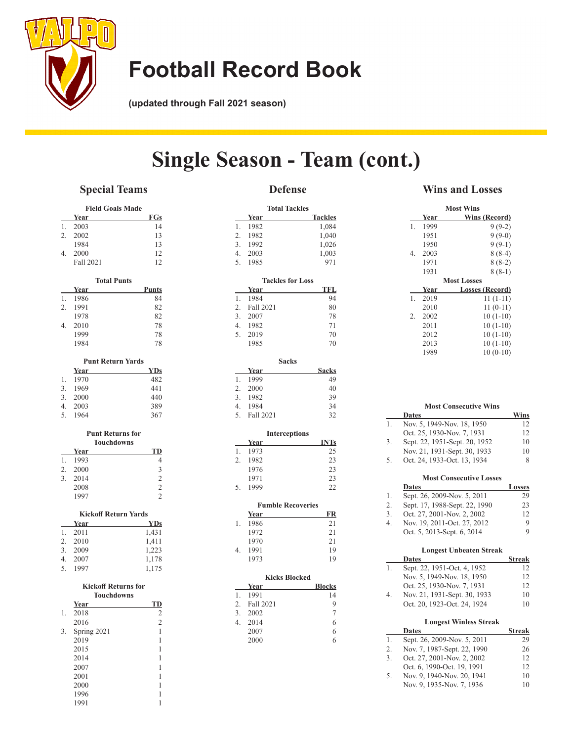# Football Record Book

**(updated through Fall 2021 season)**

# Single Season - Team (cont.)

## Special Teams

### Field Goals Made

| | Year | FGs |
|---|---|---|
| 1. | 2003 | 14 |
| 2. | 2002 | 13 |
| | 1984 | 13 |
| 4. | 2000 | 12 |
| | Fall 2021 | 12 |

### Total Punts

| | Year | Punts |
|---|---|---|
| 1. | 1986 | 84 |
| 2. | 1991 | 82 |
| | 1978 | 82 |
| 4. | 2010 | 78 |
| | 1999 | 78 |
| | 1984 | 78 |

### Punt Return Yards

| | Year | YDs |
|---|---|---|
| 1. | 1970 | 482 |
| 3. | 1969 | 441 |
| 3. | 2000 | 440 |
| 4. | 2003 | 389 |
| 5. | 1964 | 367 |

### Punt Returns for Touchdowns

| | Year | TD |
|---|---|---|
| 1. | 1993 | 4 |
| 2. | 2000 | 3 |
| 3. | 2014 | 2 |
| | 2008 | 2 |
| | 1997 | 2 |

### Kickoff Return Yards

| | Year | YDs |
|---|---|---|
| 1. | 2011 | 1,431 |
| 2. | 2010 | 1,411 |
| 3. | 2009 | 1,223 |
| 4. | 2007 | 1,178 |
| 5. | 1997 | 1,175 |

### Kickoff Returns for Touchdowns

| | Year | TD |
|---|---|---|
| 1. | 2018 | 2 |
| | 2016 | 2 |
| 3. | Spring 2021 | 1 |
| | 2019 | 1 |
| | 2015 | 1 |
| | 2014 | 1 |
| | 2007 | 1 |
| | 2001 | 1 |
| | 2000 | 1 |
| | 1996 | 1 |
| | 1991 | 1 |

## Defense

### Total Tackles

| | Year | Tackles |
|---|---|---|
| 1. | 1982 | 1,084 |
| 2. | 1982 | 1,040 |
| 3. | 1992 | 1,026 |
| 4. | 2003 | 1,003 |
| 5. | 1985 | 971 |

### Tackles for Loss

| | Year | TFL |
|---|---|---|
| 1. | 1984 | 94 |
| 2. | Fall 2021 | 80 |
| 3. | 2007 | 78 |
| 4. | 1982 | 71 |
| 5. | 2019 | 70 |
| | 1985 | 70 |

### Sacks

| | Year | Sacks |
|---|---|---|
| 1. | 1999 | 49 |
| 2. | 2000 | 40 |
| 3. | 1982 | 39 |
| 4. | 1984 | 34 |
| 5. | Fall 2021 | 32 |

### Interceptions

| | Year | INTs |
|---|---|---|
| 1. | 1973 | 25 |
| 2. | 1982 | 23 |
| | 1976 | 23 |
| | 1971 | 23 |
| 5. | 1999 | 22 |

### Fumble Recoveries

| | Year | FR |
|---|---|---|
| 1. | 1986 | 21 |
| | 1972 | 21 |
| | 1970 | 21 |
| 4. | 1991 | 19 |
| | 1973 | 19 |

### Kicks Blocked

| | Year | Blocks |
|---|---|---|
| 1. | 1991 | 14 |
| 2. | Fall 2021 | 9 |
| 3. | 2002 | 7 |
| 4. | 2014 | 6 |
| | 2007 | 6 |
| | 2000 | 6 |

## Wins and Losses

### Most Wins

| | Year | Wins (Record) |
|---|---|---|
| 1. | 1999 | 9 (9-2) |
| | 1951 | 9 (9-0) |
| | 1950 | 9 (9-1) |
| 4. | 2003 | 8 (8-4) |
| | 1971 | 8 (8-2) |
| | 1931 | 8 (8-1) |

### Most Losses

| | Year | Losses (Record) |
|---|---|---|
| 1. | 2019 | 11 (1-11) |
| | 2010 | 11 (0-11) |
| 2. | 2002 | 10 (1-10) |
| | 2011 | 10 (1-10) |
| | 2012 | 10 (1-10) |
| | 2013 | 10 (1-10) |
| | 1989 | 10 (0-10) |

### Most Consecutive Wins

| | Dates | Wins |
|---|---|---|
| 1. | Nov. 5, 1949-Nov. 18, 1950 | 12 |
| | Oct. 25, 1930-Nov. 7, 1931 | 12 |
| 3. | Sept. 22, 1951-Sept. 20, 1952 | 10 |
| | Nov. 21, 1931-Sept. 30, 1933 | 10 |
| 5. | Oct. 24, 1933-Oct. 13, 1934 | 8 |

### Most Consecutive Losses

| | Dates | Losses |
|---|---|---|
| 1. | Sept. 26, 2009-Nov. 5, 2011 | 29 |
| 2. | Sept. 17, 1988-Sept. 22, 1990 | 23 |
| 3. | Oct. 27, 2001-Nov. 2, 2002 | 12 |
| 4. | Nov. 19, 2011-Oct. 27, 2012 | 9 |
| | Oct. 5, 2013-Sept. 6, 2014 | 9 |

### Longest Unbeaten Streak

| | Dates | Streak |
|---|---|---|
| 1. | Sept. 22, 1951-Oct. 4, 1952 | 12 |
| | Nov. 5, 1949-Nov. 18, 1950 | 12 |
| | Oct. 25, 1930-Nov. 7, 1931 | 12 |
| 4. | Nov. 21, 1931-Sept. 30, 1933 | 10 |
| | Oct. 20, 1923-Oct. 24, 1924 | 10 |

### Longest Winless Streak

| | Dates | Streak |
|---|---|---|
| 1. | Sept. 26, 2009-Nov. 5, 2011 | 29 |
| 2. | Nov. 7, 1987-Sept. 22, 1990 | 26 |
| 3. | Oct. 27, 2001-Nov. 2, 2002 | 12 |
| | Oct. 6, 1990-Oct. 19, 1991 | 12 |
| 5. | Nov. 9, 1940-Nov. 20, 1941 | 10 |
| | Nov. 9, 1935-Nov. 7, 1936 | 10 |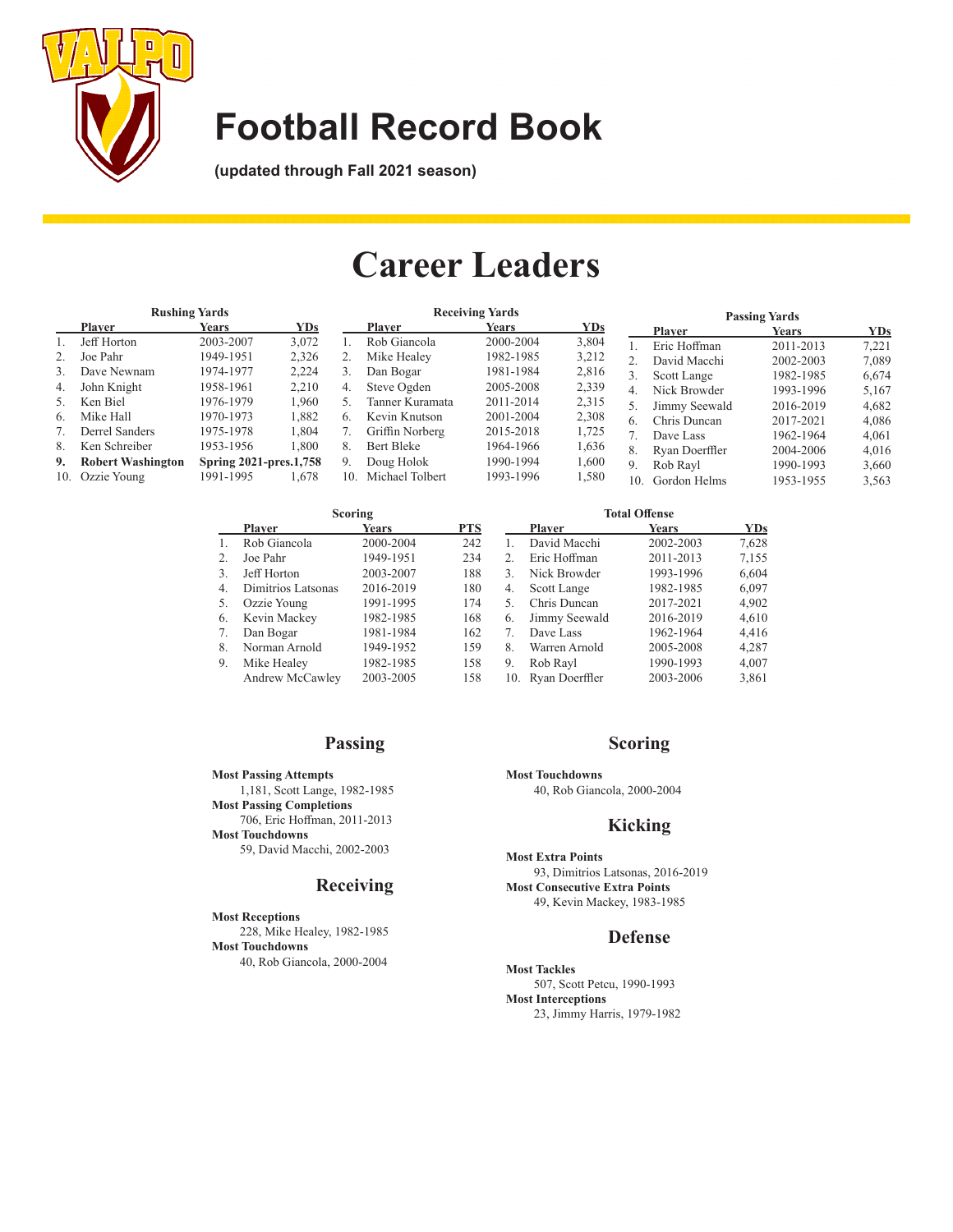# Football Record Book

**(updated through Fall 2021 season)**

# Career Leaders

**Rushing Yards**

| | Player | Years | YDs |
|---|---|---|---|
| 1. | Jeff Horton | 2003-2007 | 3,072 |
| 2. | Joe Pahr | 1949-1951 | 2,326 |
| 3. | Dave Newnam | 1974-1977 | 2,224 |
| 4. | John Knight | 1958-1961 | 2,210 |
| 5. | Ken Biel | 1976-1979 | 1,960 |
| 6. | Mike Hall | 1970-1973 | 1,882 |
| 7. | Derrel Sanders | 1975-1978 | 1,804 |
| 8. | Ken Schreiber | 1953-1956 | 1,800 |
| **9.** | **Robert Washington** | **Spring 2021-pres.** | **1,758** |
| 10. | Ozzie Young | 1991-1995 | 1,678 |

**Receiving Yards**

| | Player | Years | YDs |
|---|---|---|---|
| 1. | Rob Giancola | 2000-2004 | 3,804 |
| 2. | Mike Healey | 1982-1985 | 3,212 |
| 3. | Dan Bogar | 1981-1984 | 2,816 |
| 4. | Steve Ogden | 2005-2008 | 2,339 |
| 5. | Tanner Kuramata | 2011-2014 | 2,315 |
| 6. | Kevin Knutson | 2001-2004 | 2,308 |
| 7. | Griffin Norberg | 2015-2018 | 1,725 |
| 8. | Bert Bleke | 1964-1966 | 1,636 |
| 9. | Doug Holok | 1990-1994 | 1,600 |
| 10. | Michael Tolbert | 1993-1996 | 1,580 |

**Passing Yards**

| | Player | Years | YDs |
|---|---|---|---|
| 1. | Eric Hoffman | 2011-2013 | 7,221 |
| 2. | David Macchi | 2002-2003 | 7,089 |
| 3. | Scott Lange | 1982-1985 | 6,674 |
| 4. | Nick Browder | 1993-1996 | 5,167 |
| 5. | Jimmy Seewald | 2016-2019 | 4,682 |
| 6. | Chris Duncan | 2017-2021 | 4,086 |
| 7. | Dave Lass | 1962-1964 | 4,061 |
| 8. | Ryan Doerffler | 2004-2006 | 4,016 |
| 9. | Rob Rayl | 1990-1993 | 3,660 |
| 10. | Gordon Helms | 1953-1955 | 3,563 |

**Scoring**

| | Player | Years | PTS |
|---|---|---|---|
| 1. | Rob Giancola | 2000-2004 | 242 |
| 2. | Joe Pahr | 1949-1951 | 234 |
| 3. | Jeff Horton | 2003-2007 | 188 |
| 4. | Dimitrios Latsonas | 2016-2019 | 180 |
| 5. | Ozzie Young | 1991-1995 | 174 |
| 6. | Kevin Mackey | 1982-1985 | 168 |
| 7. | Dan Bogar | 1981-1984 | 162 |
| 8. | Norman Arnold | 1949-1952 | 159 |
| 9. | Mike Healey | 1982-1985 | 158 |
| | Andrew McCawley | 2003-2005 | 158 |

**Total Offense**

| | Player | Years | YDs |
|---|---|---|---|
| 1. | David Macchi | 2002-2003 | 7,628 |
| 2. | Eric Hoffman | 2011-2013 | 7,155 |
| 3. | Nick Browder | 1993-1996 | 6,604 |
| 4. | Scott Lange | 1982-1985 | 6,097 |
| 5. | Chris Duncan | 2017-2021 | 4,902 |
| 6. | Jimmy Seewald | 2016-2019 | 4,610 |
| 7. | Dave Lass | 1962-1964 | 4,416 |
| 8. | Warren Arnold | 2005-2008 | 4,287 |
| 9. | Rob Rayl | 1990-1993 | 4,007 |
| 10. | Ryan Doerffler | 2003-2006 | 3,861 |

## Passing

**Most Passing Attempts**
1,181, Scott Lange, 1982-1985

**Most Passing Completions**
706, Eric Hoffman, 2011-2013

**Most Touchdowns**
59, David Macchi, 2002-2003

## Receiving

**Most Receptions**
228, Mike Healey, 1982-1985

**Most Touchdowns**
40, Rob Giancola, 2000-2004

## Scoring

**Most Touchdowns**
40, Rob Giancola, 2000-2004

## Kicking

**Most Extra Points**
93, Dimitrios Latsonas, 2016-2019

**Most Consecutive Extra Points**
49, Kevin Mackey, 1983-1985

## Defense

**Most Tackles**
507, Scott Petcu, 1990-1993

**Most Interceptions**
23, Jimmy Harris, 1979-1982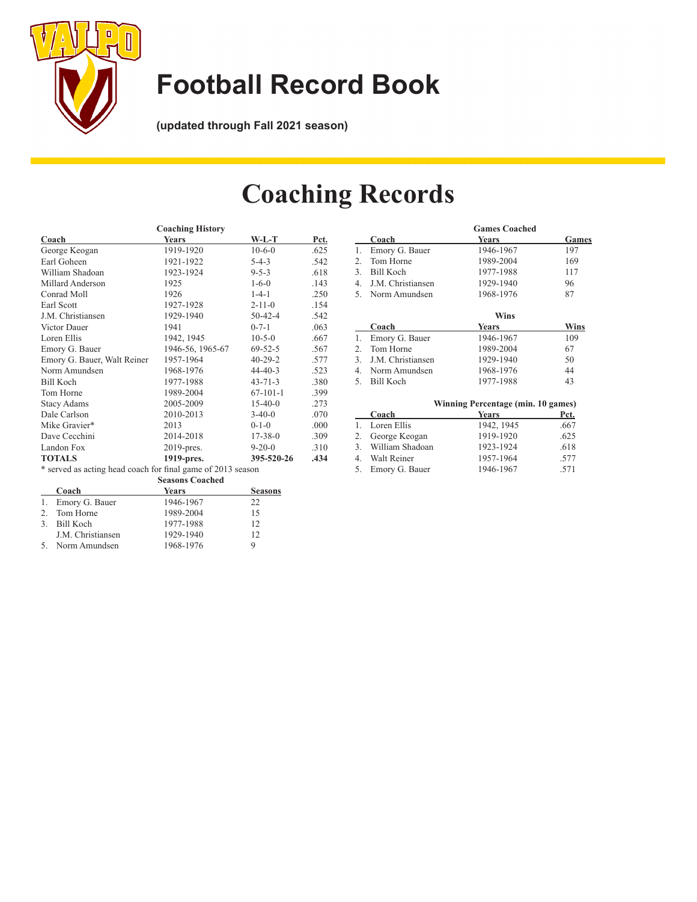# Football Record Book

**(updated through Fall 2021 season)**

# Coaching Records

**Coaching History**

| Coach | Years | W-L-T | Pct. |
|---|---|---|---|
| George Keogan | 1919-1920 | 10-6-0 | .625 |
| Earl Goheen | 1921-1922 | 5-4-3 | .542 |
| William Shadoan | 1923-1924 | 9-5-3 | .618 |
| Millard Anderson | 1925 | 1-6-0 | .143 |
| Conrad Moll | 1926 | 1-4-1 | .250 |
| Earl Scott | 1927-1928 | 2-11-0 | .154 |
| J.M. Christiansen | 1929-1940 | 50-42-4 | .542 |
| Victor Dauer | 1941 | 0-7-1 | .063 |
| Loren Ellis | 1942, 1945 | 10-5-0 | .667 |
| Emory G. Bauer | 1946-56, 1965-67 | 69-52-5 | .567 |
| Emory G. Bauer, Walt Reiner | 1957-1964 | 40-29-2 | .577 |
| Norm Amundsen | 1968-1976 | 44-40-3 | .523 |
| Bill Koch | 1977-1988 | 43-71-3 | .380 |
| Tom Horne | 1989-2004 | 67-101-1 | .399 |
| Stacy Adams | 2005-2009 | 15-40-0 | .273 |
| Dale Carlson | 2010-2013 | 3-40-0 | .070 |
| Mike Gravier* | 2013 | 0-1-0 | .000 |
| Dave Cecchini | 2014-2018 | 17-38-0 | .309 |
| Landon Fox | 2019-pres. | 9-20-0 | .310 |
| **TOTALS** | **1919-pres.** | **395-520-26** | **.434** |

* served as acting head coach for final game of 2013 season

**Seasons Coached**

| | Coach | Years | Seasons |
|---|---|---|---|
| 1. | Emory G. Bauer | 1946-1967 | 22 |
| 2. | Tom Horne | 1989-2004 | 15 |
| 3. | Bill Koch | 1977-1988 | 12 |
| | J.M. Christiansen | 1929-1940 | 12 |
| 5. | Norm Amundsen | 1968-1976 | 9 |

**Games Coached**

| | Coach | Years | Games |
|---|---|---|---|
| 1. | Emory G. Bauer | 1946-1967 | 197 |
| 2. | Tom Horne | 1989-2004 | 169 |
| 3. | Bill Koch | 1977-1988 | 117 |
| 4. | J.M. Christiansen | 1929-1940 | 96 |
| 5. | Norm Amundsen | 1968-1976 | 87 |

**Wins**

| | Coach | Years | Wins |
|---|---|---|---|
| 1. | Emory G. Bauer | 1946-1967 | 109 |
| 2. | Tom Horne | 1989-2004 | 67 |
| 3. | J.M. Christiansen | 1929-1940 | 50 |
| 4. | Norm Amundsen | 1968-1976 | 44 |
| 5. | Bill Koch | 1977-1988 | 43 |

**Winning Percentage (min. 10 games)**

| | Coach | Years | Pct. |
|---|---|---|---|
| 1. | Loren Ellis | 1942, 1945 | .667 |
| 2. | George Keogan | 1919-1920 | .625 |
| 3. | William Shadoan | 1923-1924 | .618 |
| 4. | Walt Reiner | 1957-1964 | .577 |
| 5. | Emory G. Bauer | 1946-1967 | .571 |